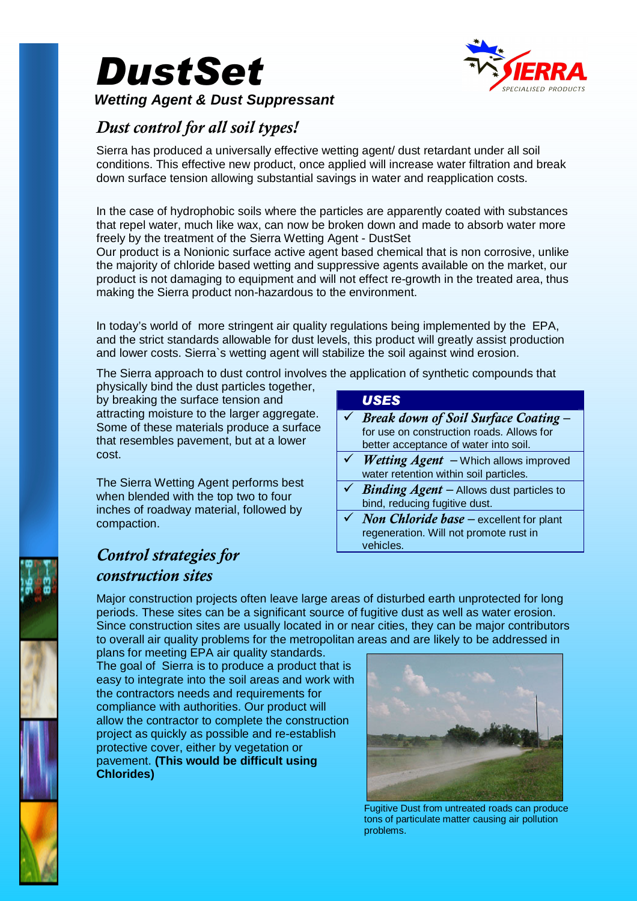# DustSet

***Wetting Agent & Dust Suppressant***

## *Dust control for all soil types!*

Sierra has produced a universally effective wetting agent/ dust retardant under all soil conditions. This effective new product, once applied will increase water filtration and break down surface tension allowing substantial savings in water and reapplication costs.

In the case of hydrophobic soils where the particles are apparently coated with substances that repel water, much like wax, can now be broken down and made to absorb water more freely by the treatment of the Sierra Wetting Agent - DustSet
Our product is a Nonionic surface active agent based chemical that is non corrosive, unlike the majority of chloride based wetting and suppressive agents available on the market, our product is not damaging to equipment and will not effect re-growth in the treated area, thus making the Sierra product non-hazardous to the environment.

In today's world of more stringent air quality regulations being implemented by the EPA, and the strict standards allowable for dust levels, this product will greatly assist production and lower costs. Sierra`s wetting agent will stabilize the soil against wind erosion.

The Sierra approach to dust control involves the application of synthetic compounds that physically bind the dust particles together, by breaking the surface tension and attracting moisture to the larger aggregate. Some of these materials produce a surface that resembles pavement, but at a lower cost.

The Sierra Wetting Agent performs best when blended with the top two to four inches of roadway material, followed by compaction.

### USES

- ✓ ***Break down of Soil Surface Coating*** – for use on construction roads. Allows for better acceptance of water into soil.
- ✓ ***Wetting Agent*** – Which allows improved water retention within soil particles.
- ✓ ***Binding Agent*** – Allows dust particles to bind, reducing fugitive dust.
- ✓ ***Non Chloride base*** – excellent for plant regeneration. Will not promote rust in vehicles.

## *Control strategies for construction sites*

Major construction projects often leave large areas of disturbed earth unprotected for long periods. These sites can be a significant source of fugitive dust as well as water erosion. Since construction sites are usually located in or near cities, they can be major contributors to overall air quality problems for the metropolitan areas and are likely to be addressed in plans for meeting EPA air quality standards.
The goal of Sierra is to produce a product that is easy to integrate into the soil areas and work with the contractors needs and requirements for compliance with authorities. Our product will allow the contractor to complete the construction project as quickly as possible and re-establish protective cover, either by vegetation or pavement. **(This would be difficult using Chlorides)**

Fugitive Dust from untreated roads can produce tons of particulate matter causing air pollution problems.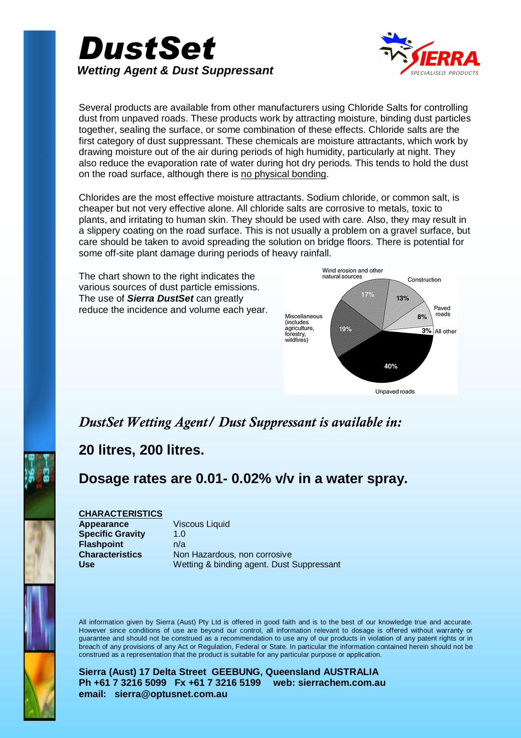# DustSet

### *Wetting Agent & Dust Suppressant*

SIERRA
SPECIALISED PRODUCTS

Several products are available from other manufacturers using Chloride Salts for controlling dust from unpaved roads. These products work by attracting moisture, binding dust particles together, sealing the surface, or some combination of these effects. Chloride salts are the first category of dust suppressant. These chemicals are moisture attractants, which work by drawing moisture out of the air during periods of high humidity, particularly at night. They also reduce the evaporation rate of water during hot dry periods. This tends to hold the dust on the road surface, although there is no physical bonding.

Chlorides are the most effective moisture attractants. Sodium chloride, or common salt, is cheaper but not very effective alone. All chloride salts are corrosive to metals, toxic to plants, and irritating to human skin. They should be used with care. Also, they may result in a slippery coating on the road surface. This is not usually a problem on a gravel surface, but care should be taken to avoid spreading the solution on bridge floors. There is potential for some off-site plant damage during periods of heavy rainfall.

The chart shown to the right indicates the various sources of dust particle emissions. The use of ***Sierra DustSet*** can greatly reduce the incidence and volume each year.

Wind erosion and other natural sources
17%
Construction
13%
Paved roads
8%
All other
3%
Unpaved roads
40%
Miscellaneous (includes agriculture, forestry, wildfires)
19%

## *DustSet Wetting Agent / Dust Suppressant is available in:*

## 20 litres, 200 litres.

## Dosage rates are 0.01- 0.02% v/v in a water spray.

**CHARACTERISTICS**

| | |
|---|---|
| **Appearance** | Viscous Liquid |
| **Specific Gravity** | 1.0 |
| **Flashpoint** | n/a |
| **Characteristics** | Non Hazardous, non corrosive |
| **Use** | Wetting & binding agent. Dust Suppressant |

All information given by Sierra (Aust) Pty Ltd is offered in good faith and is to the best of our knowledge true and accurate. However since conditions of use are beyond our control, all information relevant to dosage is offered without warranty or guarantee and should not be construed as a recommendation to use any of our products in violation of any patent rights or in breach of any provisions of any Act or Regulation, Federal or State. In particular the information contained herein should not be construed as a representation that the product is suitable for any particular purpose or application.

**Sierra (Aust) 17 Delta Street GEEBUNG, Queensland AUSTRALIA**
**Ph +61 7 3216 5099 Fx +61 7 3216 5199 web: sierrachem.com.au**
**email: sierra@optusnet.com.au**